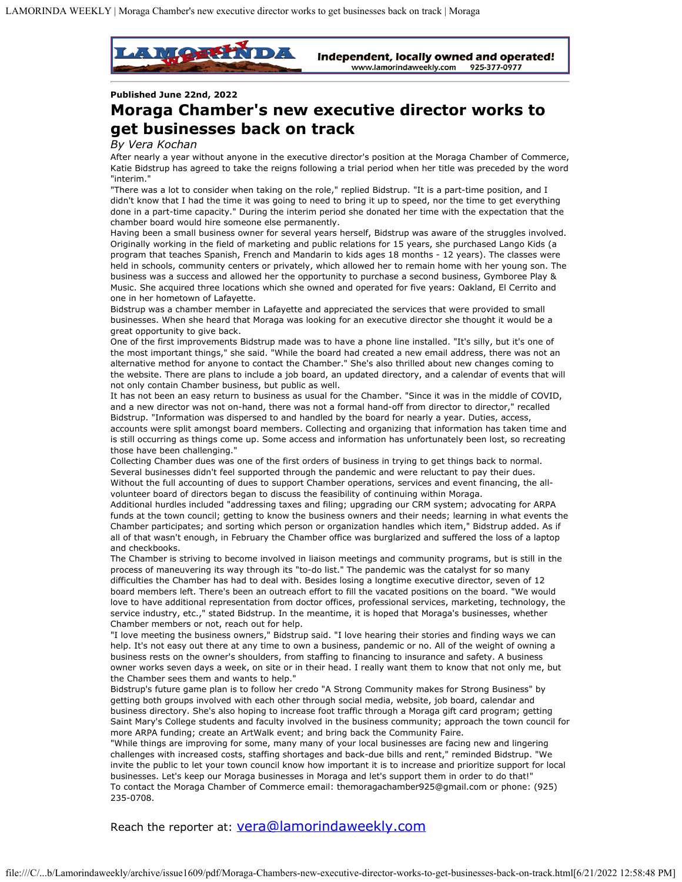Published June 22nd, 2022

# Moraga Chamber's new executive director works to get businesses back on track

*By Vera Kochan*

After nearly a year without anyone in the executive director's position at the Moraga Chamber of Commerce, Katie Bidstrup has agreed to take the reigns following a trial period when her title was preceded by the word "interim."

"There was a lot to consider when taking on the role," replied Bidstrup. "It is a part-time position, and I didn't know that I had the time it was going to need to bring it up to speed, nor the time to get everything done in a part-time capacity." During the interim period she donated her time with the expectation that the chamber board would hire someone else permanently.

Having been a small business owner for several years herself, Bidstrup was aware of the struggles involved. Originally working in the field of marketing and public relations for 15 years, she purchased Lango Kids (a program that teaches Spanish, French and Mandarin to kids ages 18 months - 12 years). The classes were held in schools, community centers or privately, which allowed her to remain home with her young son. The business was a success and allowed her the opportunity to purchase a second business, Gymboree Play & Music. She acquired three locations which she owned and operated for five years: Oakland, El Cerrito and one in her hometown of Lafayette.

Bidstrup was a chamber member in Lafayette and appreciated the services that were provided to small businesses. When she heard that Moraga was looking for an executive director she thought it would be a great opportunity to give back.

One of the first improvements Bidstrup made was to have a phone line installed. "It's silly, but it's one of the most important things," she said. "While the board had created a new email address, there was not an alternative method for anyone to contact the Chamber." She's also thrilled about new changes coming to the website. There are plans to include a job board, an updated directory, and a calendar of events that will not only contain Chamber business, but public as well.

It has not been an easy return to business as usual for the Chamber. "Since it was in the middle of COVID, and a new director was not on-hand, there was not a formal hand-off from director to director," recalled Bidstrup. "Information was dispersed to and handled by the board for nearly a year. Duties, access, accounts were split amongst board members. Collecting and organizing that information has taken time and is still occurring as things come up. Some access and information has unfortunately been lost, so recreating those have been challenging."

Collecting Chamber dues was one of the first orders of business in trying to get things back to normal. Several businesses didn't feel supported through the pandemic and were reluctant to pay their dues. Without the full accounting of dues to support Chamber operations, services and event financing, the all-volunteer board of directors began to discuss the feasibility of continuing within Moraga.

Additional hurdles included "addressing taxes and filing; upgrading our CRM system; advocating for ARPA funds at the town council; getting to know the business owners and their needs; learning in what events the Chamber participates; and sorting which person or organization handles which item," Bidstrup added. As if all of that wasn't enough, in February the Chamber office was burglarized and suffered the loss of a laptop and checkbooks.

The Chamber is striving to become involved in liaison meetings and community programs, but is still in the process of maneuvering its way through its "to-do list." The pandemic was the catalyst for so many difficulties the Chamber has had to deal with. Besides losing a longtime executive director, seven of 12 board members left. There's been an outreach effort to fill the vacated positions on the board. "We would love to have additional representation from doctor offices, professional services, marketing, technology, the service industry, etc.," stated Bidstrup. In the meantime, it is hoped that Moraga's businesses, whether Chamber members or not, reach out for help.

"I love meeting the business owners," Bidstrup said. "I love hearing their stories and finding ways we can help. It's not easy out there at any time to own a business, pandemic or no. All of the weight of owning a business rests on the owner's shoulders, from staffing to financing to insurance and safety. A business owner works seven days a week, on site or in their head. I really want them to know that not only me, but the Chamber sees them and wants to help."

Bidstrup's future game plan is to follow her credo "A Strong Community makes for Strong Business" by getting both groups involved with each other through social media, website, job board, calendar and business directory. She's also hoping to increase foot traffic through a Moraga gift card program; getting Saint Mary's College students and faculty involved in the business community; approach the town council for more ARPA funding; create an ArtWalk event; and bring back the Community Faire.

"While things are improving for some, many many of your local businesses are facing new and lingering challenges with increased costs, staffing shortages and back-due bills and rent," reminded Bidstrup. "We invite the public to let your town council know how important it is to increase and prioritize support for local businesses. Let's keep our Moraga businesses in Moraga and let's support them in order to do that!"

To contact the Moraga Chamber of Commerce email: themoragachamber925@gmail.com or phone: (925) 235-0708.

Reach the reporter at: vera@lamorindaweekly.com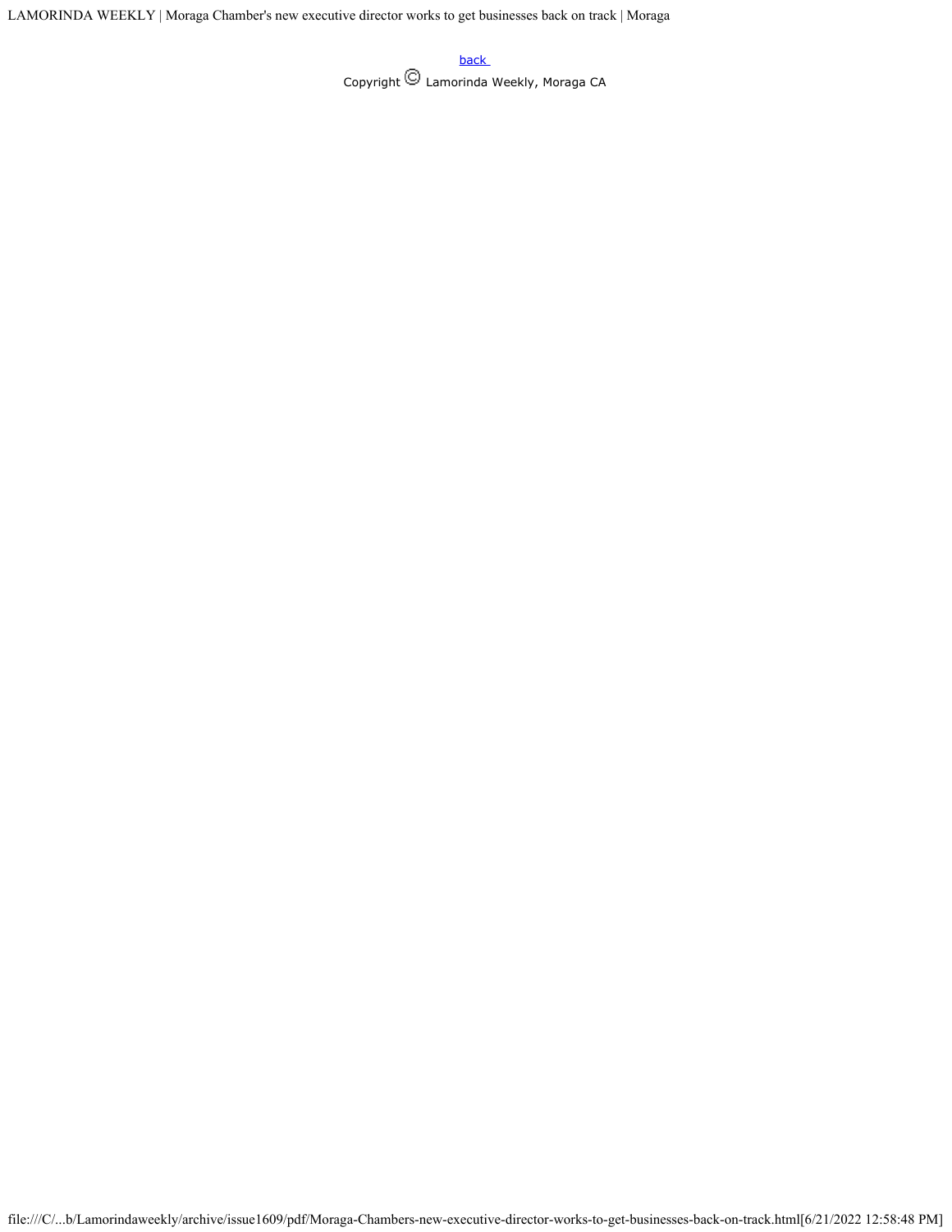back

Copyright © Lamorinda Weekly, Moraga CA